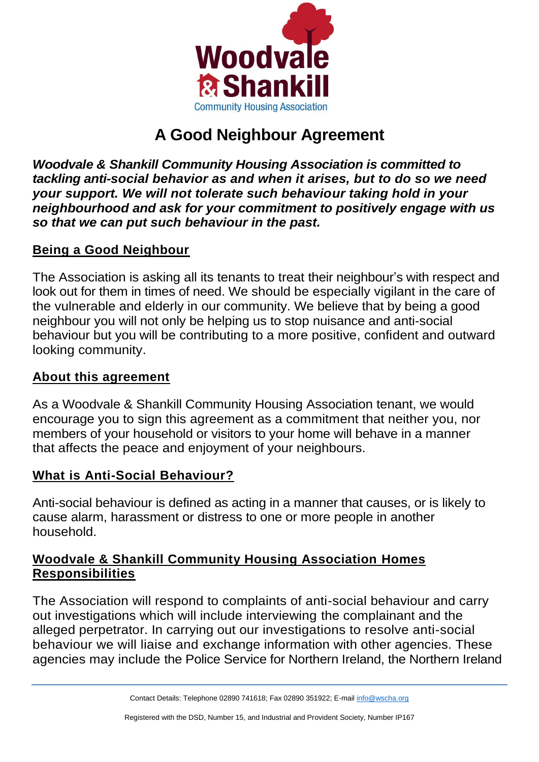Woodvale & Shankill Community Housing Association

# A Good Neighbour Agreement

***Woodvale & Shankill Community Housing Association is committed to tackling anti-social behavior as and when it arises, but to do so we need your support. We will not tolerate such behaviour taking hold in your neighbourhood and ask for your commitment to positively engage with us so that we can put such behaviour in the past.***

## Being a Good Neighbour

The Association is asking all its tenants to treat their neighbour's with respect and look out for them in times of need. We should be especially vigilant in the care of the vulnerable and elderly in our community. We believe that by being a good neighbour you will not only be helping us to stop nuisance and anti-social behaviour but you will be contributing to a more positive, confident and outward looking community.

## About this agreement

As a Woodvale & Shankill Community Housing Association tenant, we would encourage you to sign this agreement as a commitment that neither you, nor members of your household or visitors to your home will behave in a manner that affects the peace and enjoyment of your neighbours.

## What is Anti-Social Behaviour?

Anti-social behaviour is defined as acting in a manner that causes, or is likely to cause alarm, harassment or distress to one or more people in another household.

## Woodvale & Shankill Community Housing Association Homes Responsibilities

The Association will respond to complaints of anti-social behaviour and carry out investigations which will include interviewing the complainant and the alleged perpetrator. In carrying out our investigations to resolve anti-social behaviour we will liaise and exchange information with other agencies. These agencies may include the Police Service for Northern Ireland, the Northern Ireland

Contact Details: Telephone 02890 741618; Fax 02890 351922; E-mail info@wscha.org

Registered with the DSD, Number 15, and Industrial and Provident Society, Number IP167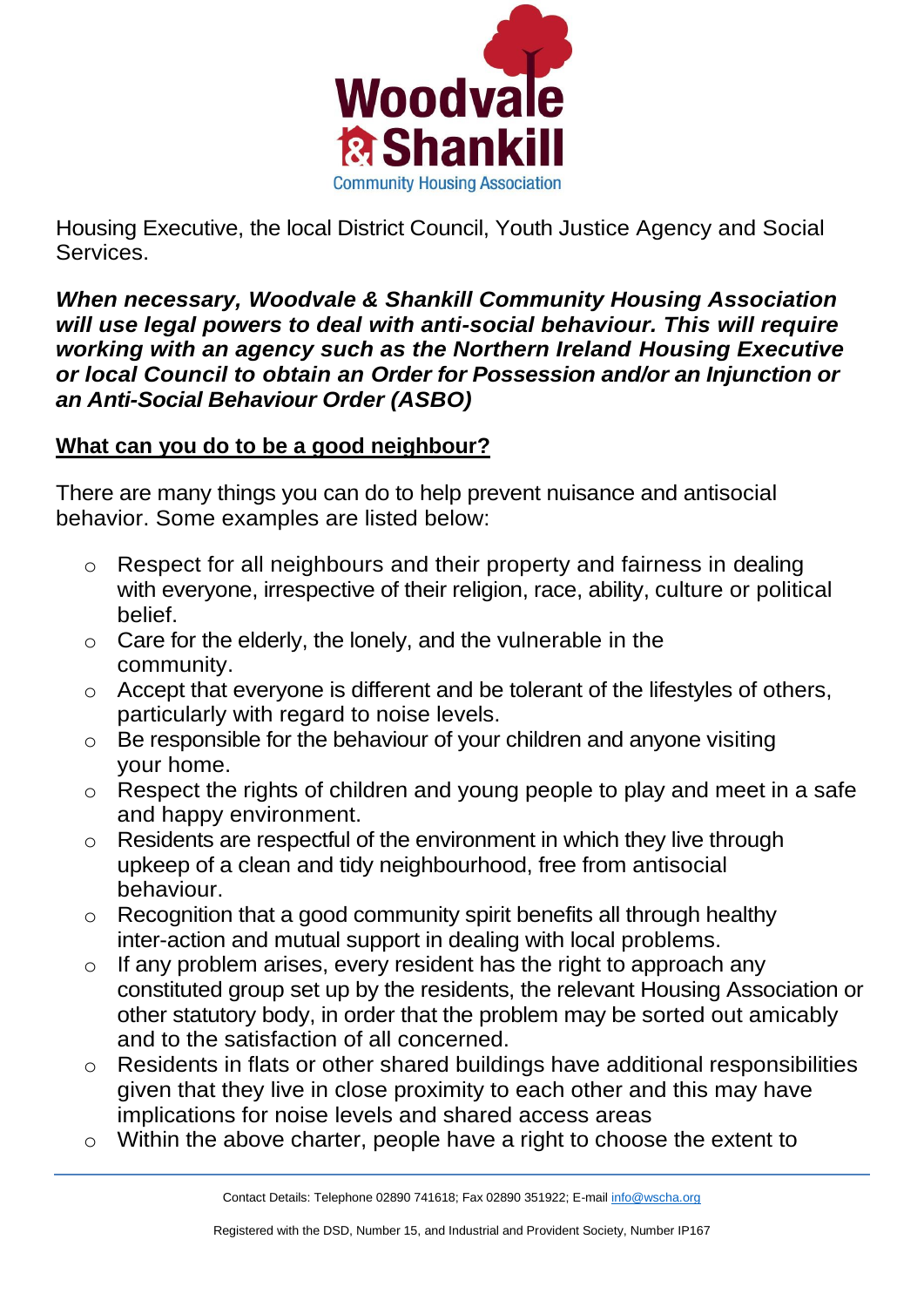Housing Executive, the local District Council, Youth Justice Agency and Social Services.

***When necessary, Woodvale & Shankill Community Housing Association will use legal powers to deal with anti-social behaviour. This will require working with an agency such as the Northern Ireland Housing Executive or local Council to obtain an Order for Possession and/or an Injunction or an Anti-Social Behaviour Order (ASBO)***

## What can you do to be a good neighbour?

There are many things you can do to help prevent nuisance and antisocial behavior. Some examples are listed below:

- Respect for all neighbours and their property and fairness in dealing with everyone, irrespective of their religion, race, ability, culture or political belief.
- Care for the elderly, the lonely, and the vulnerable in the community.
- Accept that everyone is different and be tolerant of the lifestyles of others, particularly with regard to noise levels.
- Be responsible for the behaviour of your children and anyone visiting your home.
- Respect the rights of children and young people to play and meet in a safe and happy environment.
- Residents are respectful of the environment in which they live through upkeep of a clean and tidy neighbourhood, free from antisocial behaviour.
- Recognition that a good community spirit benefits all through healthy inter-action and mutual support in dealing with local problems.
- If any problem arises, every resident has the right to approach any constituted group set up by the residents, the relevant Housing Association or other statutory body, in order that the problem may be sorted out amicably and to the satisfaction of all concerned.
- Residents in flats or other shared buildings have additional responsibilities given that they live in close proximity to each other and this may have implications for noise levels and shared access areas
- Within the above charter, people have a right to choose the extent to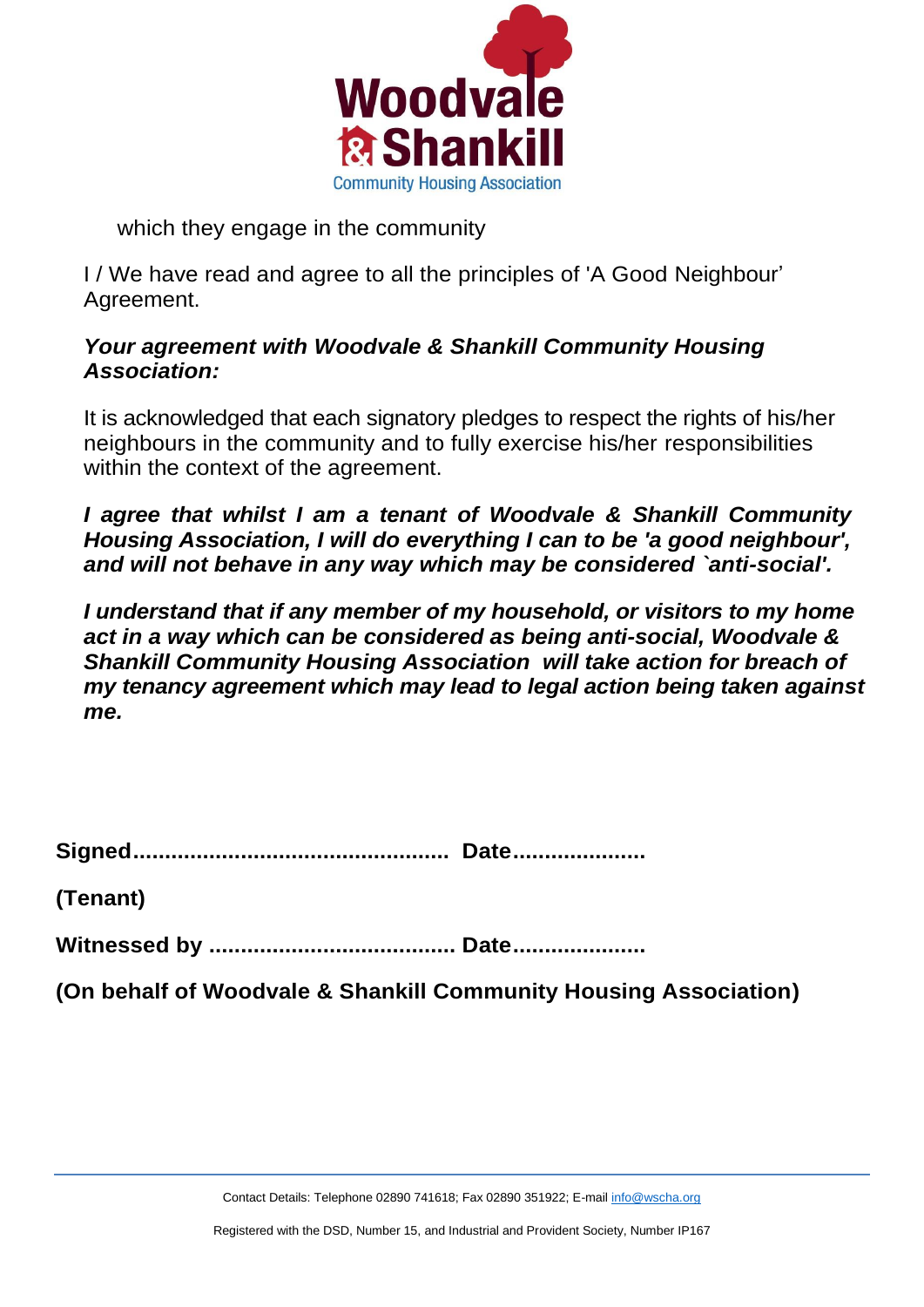which they engage in the community

I / We have read and agree to all the principles of 'A Good Neighbour' Agreement.

***Your agreement with Woodvale & Shankill Community Housing Association:***

It is acknowledged that each signatory pledges to respect the rights of his/her neighbours in the community and to fully exercise his/her responsibilities within the context of the agreement.

***I agree that whilst I am a tenant of Woodvale & Shankill Community Housing Association, I will do everything I can to be 'a good neighbour', and will not behave in any way which may be considered `anti-social'.***

***I understand that if any member of my household, or visitors to my home act in a way which can be considered as being anti-social, Woodvale & Shankill Community Housing Association will take action for breach of my tenancy agreement which may lead to legal action being taken against me.***

**Signed................................................ Date....................**

**(Tenant)**

**Witnessed by ..................................... Date....................**

**(On behalf of Woodvale & Shankill Community Housing Association)**

Contact Details: Telephone 02890 741618; Fax 02890 351922; E-mail info@wscha.org

Registered with the DSD, Number 15, and Industrial and Provident Society, Number IP167